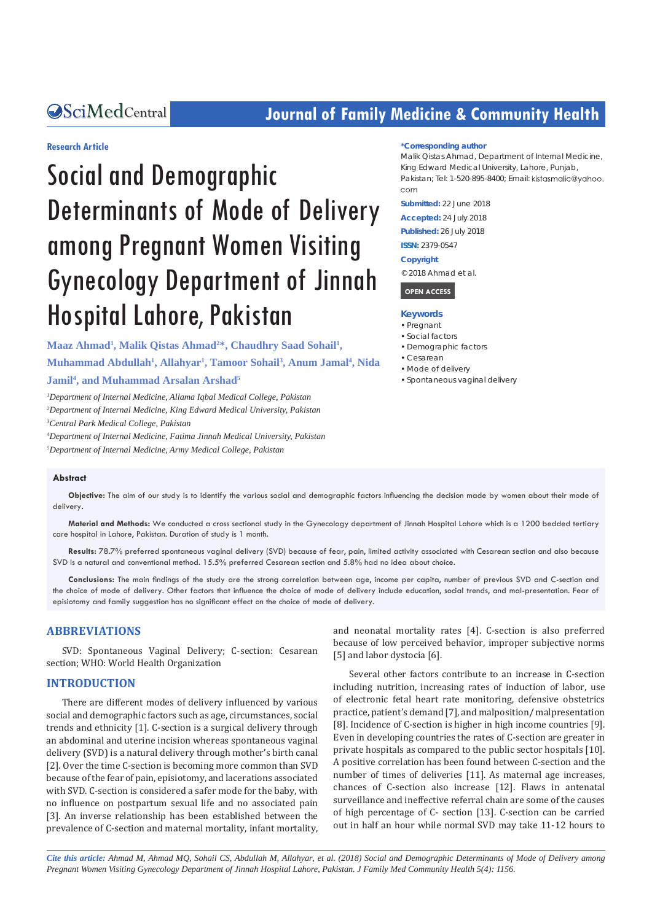Research Article

# Social and Demographic Determinants of Mode of Delivery among Pregnant Women Visiting Gynecology Department of Jinnah Hospital Lahore, Pakistan

**Maaz Ahmad[1], Malik Qistas Ahmad[2]*, Chaudhry Saad Sohail[1], Muhammad Abdullah[1], Allahyar[1], Tamoor Sohail[3], Anum Jamal[4], Nida Jamil[4], and Muhammad Arsalan Arshad[5]**

*[1]Department of Internal Medicine, Allama Iqbal Medical College, Pakistan*
*[2]Department of Internal Medicine, King Edward Medical University, Pakistan*
*[3]Central Park Medical College, Pakistan*
*[4]Department of Internal Medicine, Fatima Jinnah Medical University, Pakistan*
*[5]Department of Internal Medicine, Army Medical College, Pakistan*

**\*Corresponding author**
Malik Qistas Ahmad, Department of Internal Medicine, King Edward Medical University, Lahore, Punjab, Pakistan; Tel: 1-520-895-8400; Email: kistasmalic@yahoo.com

**Submitted:** 22 June 2018
**Accepted:** 24 July 2018
**Published:** 26 July 2018
**ISSN:** 2379-0547

**Copyright**
© 2018 Ahmad et al.

OPEN ACCESS

**Keywords**
- Pregnant
- Social factors
- Demographic factors
- Cesarean
- Mode of delivery
- Spontaneous vaginal delivery

## Abstract

**Objective:** The aim of our study is to identify the various social and demographic factors influencing the decision made by women about their mode of delivery.

**Material and Methods:** We conducted a cross sectional study in the Gynecology department of Jinnah Hospital Lahore which is a 1200 bedded tertiary care hospital in Lahore, Pakistan. Duration of study is 1 month.

**Results:** 78.7% preferred spontaneous vaginal delivery (SVD) because of fear, pain, limited activity associated with Cesarean section and also because SVD is a natural and conventional method. 15.5% preferred Cesarean section and 5.8% had no idea about choice.

**Conclusions:** The main findings of the study are the strong correlation between age, income per capita, number of previous SVD and C-section and the choice of mode of delivery. Other factors that influence the choice of mode of delivery include education, social trends, and mal-presentation. Fear of episiotomy and family suggestion has no significant effect on the choice of mode of delivery.

## ABBREVIATIONS

SVD: Spontaneous Vaginal Delivery; C-section: Cesarean section; WHO: World Health Organization

## INTRODUCTION

There are different modes of delivery influenced by various social and demographic factors such as age, circumstances, social trends and ethnicity [1]. C-section is a surgical delivery through an abdominal and uterine incision whereas spontaneous vaginal delivery (SVD) is a natural delivery through mother's birth canal [2]. Over the time C-section is becoming more common than SVD because of the fear of pain, episiotomy, and lacerations associated with SVD. C-section is considered a safer mode for the baby, with no influence on postpartum sexual life and no associated pain [3]. An inverse relationship has been established between the prevalence of C-section and maternal mortality, infant mortality, and neonatal mortality rates [4]. C-section is also preferred because of low perceived behavior, improper subjective norms [5] and labor dystocia [6].

Several other factors contribute to an increase in C-section including nutrition, increasing rates of induction of labor, use of electronic fetal heart rate monitoring, defensive obstetrics practice, patient's demand [7], and malposition/ malpresentation [8]. Incidence of C-section is higher in high income countries [9]. Even in developing countries the rates of C-section are greater in private hospitals as compared to the public sector hospitals [10]. A positive correlation has been found between C-section and the number of times of deliveries [11]. As maternal age increases, chances of C-section also increase [12]. Flaws in antenatal surveillance and ineffective referral chain are some of the causes of high percentage of C- section [13]. C-section can be carried out in half an hour while normal SVD may take 11-12 hours to

*Cite this article: Ahmad M, Ahmad MQ, Sohail CS, Abdullah M, Allahyar, et al. (2018) Social and Demographic Determinants of Mode of Delivery among Pregnant Women Visiting Gynecology Department of Jinnah Hospital Lahore, Pakistan. J Family Med Community Health 5(4): 1156.*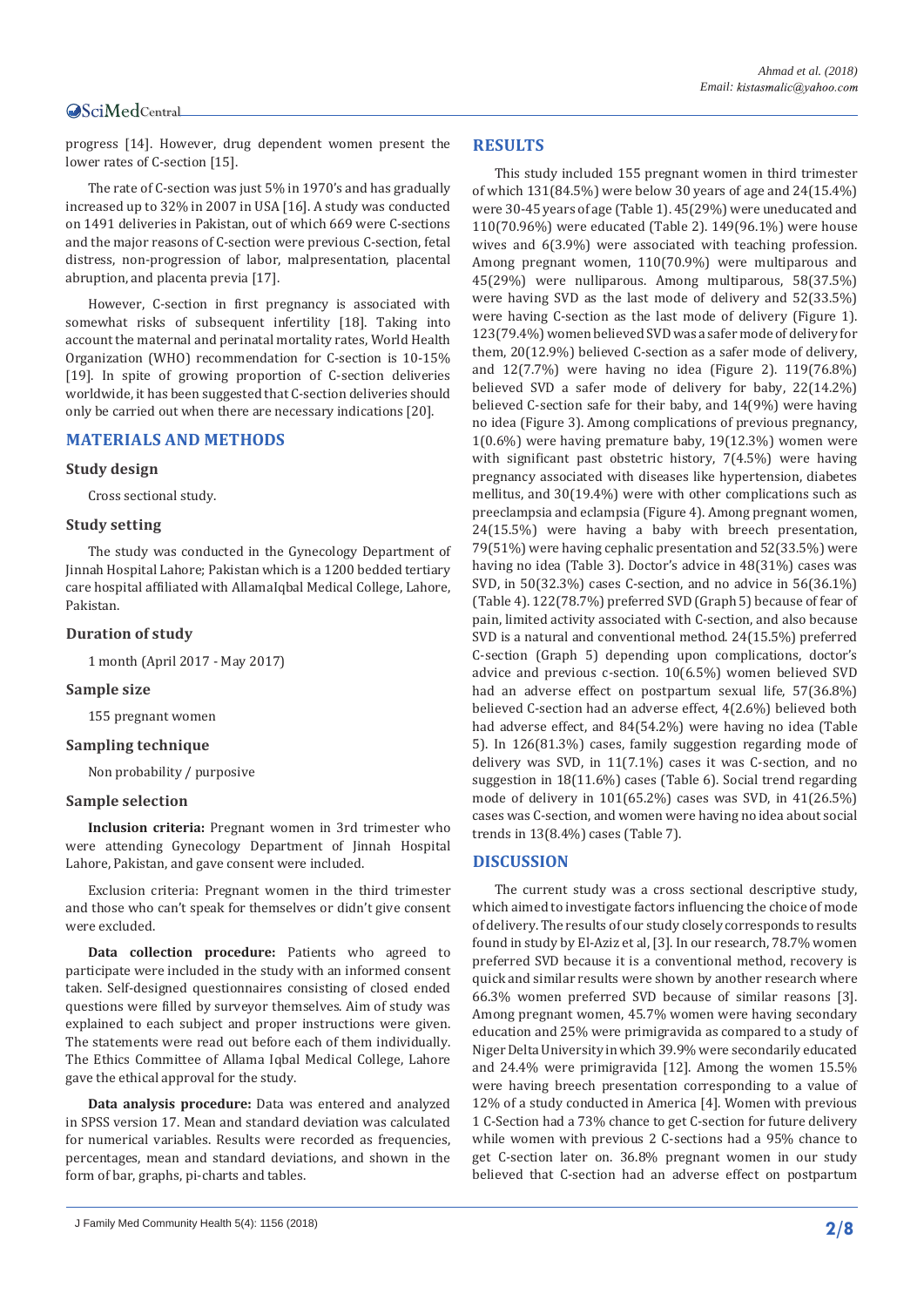progress [14]. However, drug dependent women present the lower rates of C-section [15].

The rate of C-section was just 5% in 1970's and has gradually increased up to 32% in 2007 in USA [16]. A study was conducted on 1491 deliveries in Pakistan, out of which 669 were C-sections and the major reasons of C-section were previous C-section, fetal distress, non-progression of labor, malpresentation, placental abruption, and placenta previa [17].

However, C-section in first pregnancy is associated with somewhat risks of subsequent infertility [18]. Taking into account the maternal and perinatal mortality rates, World Health Organization (WHO) recommendation for C-section is 10-15% [19]. In spite of growing proportion of C-section deliveries worldwide, it has been suggested that C-section deliveries should only be carried out when there are necessary indications [20].

## MATERIALS AND METHODS

### Study design

Cross sectional study.

### Study setting

The study was conducted in the Gynecology Department of Jinnah Hospital Lahore; Pakistan which is a 1200 bedded tertiary care hospital affiliated with AllamaIqbal Medical College, Lahore, Pakistan.

### Duration of study

1 month (April 2017 - May 2017)

### Sample size

155 pregnant women

### Sampling technique

Non probability / purposive

### Sample selection

**Inclusion criteria:** Pregnant women in 3rd trimester who were attending Gynecology Department of Jinnah Hospital Lahore, Pakistan, and gave consent were included.

Exclusion criteria: Pregnant women in the third trimester and those who can't speak for themselves or didn't give consent were excluded.

**Data collection procedure:** Patients who agreed to participate were included in the study with an informed consent taken. Self-designed questionnaires consisting of closed ended questions were filled by surveyor themselves. Aim of study was explained to each subject and proper instructions were given. The statements were read out before each of them individually. The Ethics Committee of Allama Iqbal Medical College, Lahore gave the ethical approval for the study.

**Data analysis procedure:** Data was entered and analyzed in SPSS version 17. Mean and standard deviation was calculated for numerical variables. Results were recorded as frequencies, percentages, mean and standard deviations, and shown in the form of bar, graphs, pi-charts and tables.

## RESULTS

This study included 155 pregnant women in third trimester of which 131(84.5%) were below 30 years of age and 24(15.4%) were 30-45 years of age (Table 1). 45(29%) were uneducated and 110(70.96%) were educated (Table 2). 149(96.1%) were house wives and 6(3.9%) were associated with teaching profession. Among pregnant women, 110(70.9%) were multiparous and 45(29%) were nulliparous. Among multiparous, 58(37.5%) were having SVD as the last mode of delivery and 52(33.5%) were having C-section as the last mode of delivery (Figure 1). 123(79.4%) women believed SVD was a safer mode of delivery for them, 20(12.9%) believed C-section as a safer mode of delivery, and 12(7.7%) were having no idea (Figure 2). 119(76.8%) believed SVD a safer mode of delivery for baby, 22(14.2%) believed C-section safe for their baby, and 14(9%) were having no idea (Figure 3). Among complications of previous pregnancy, 1(0.6%) were having premature baby, 19(12.3%) women were with significant past obstetric history, 7(4.5%) were having pregnancy associated with diseases like hypertension, diabetes mellitus, and 30(19.4%) were with other complications such as preeclampsia and eclampsia (Figure 4). Among pregnant women, 24(15.5%) were having a baby with breech presentation, 79(51%) were having cephalic presentation and 52(33.5%) were having no idea (Table 3). Doctor's advice in 48(31%) cases was SVD, in 50(32.3%) cases C-section, and no advice in 56(36.1%) (Table 4). 122(78.7%) preferred SVD (Graph 5) because of fear of pain, limited activity associated with C-section, and also because SVD is a natural and conventional method. 24(15.5%) preferred C-section (Graph 5) depending upon complications, doctor's advice and previous c-section. 10(6.5%) women believed SVD had an adverse effect on postpartum sexual life, 57(36.8%) believed C-section had an adverse effect, 4(2.6%) believed both had adverse effect, and 84(54.2%) were having no idea (Table 5). In 126(81.3%) cases, family suggestion regarding mode of delivery was SVD, in 11(7.1%) cases it was C-section, and no suggestion in 18(11.6%) cases (Table 6). Social trend regarding mode of delivery in 101(65.2%) cases was SVD, in 41(26.5%) cases was C-section, and women were having no idea about social trends in 13(8.4%) cases (Table 7).

## DISCUSSION

The current study was a cross sectional descriptive study, which aimed to investigate factors influencing the choice of mode of delivery. The results of our study closely corresponds to results found in study by El-Aziz et al, [3]. In our research, 78.7% women preferred SVD because it is a conventional method, recovery is quick and similar results were shown by another research where 66.3% women preferred SVD because of similar reasons [3]. Among pregnant women, 45.7% women were having secondary education and 25% were primigravida as compared to a study of Niger Delta University in which 39.9% were secondarily educated and 24.4% were primigravida [12]. Among the women 15.5% were having breech presentation corresponding to a value of 12% of a study conducted in America [4]. Women with previous 1 C-Section had a 73% chance to get C-section for future delivery while women with previous 2 C-sections had a 95% chance to get C-section later on. 36.8% pregnant women in our study believed that C-section had an adverse effect on postpartum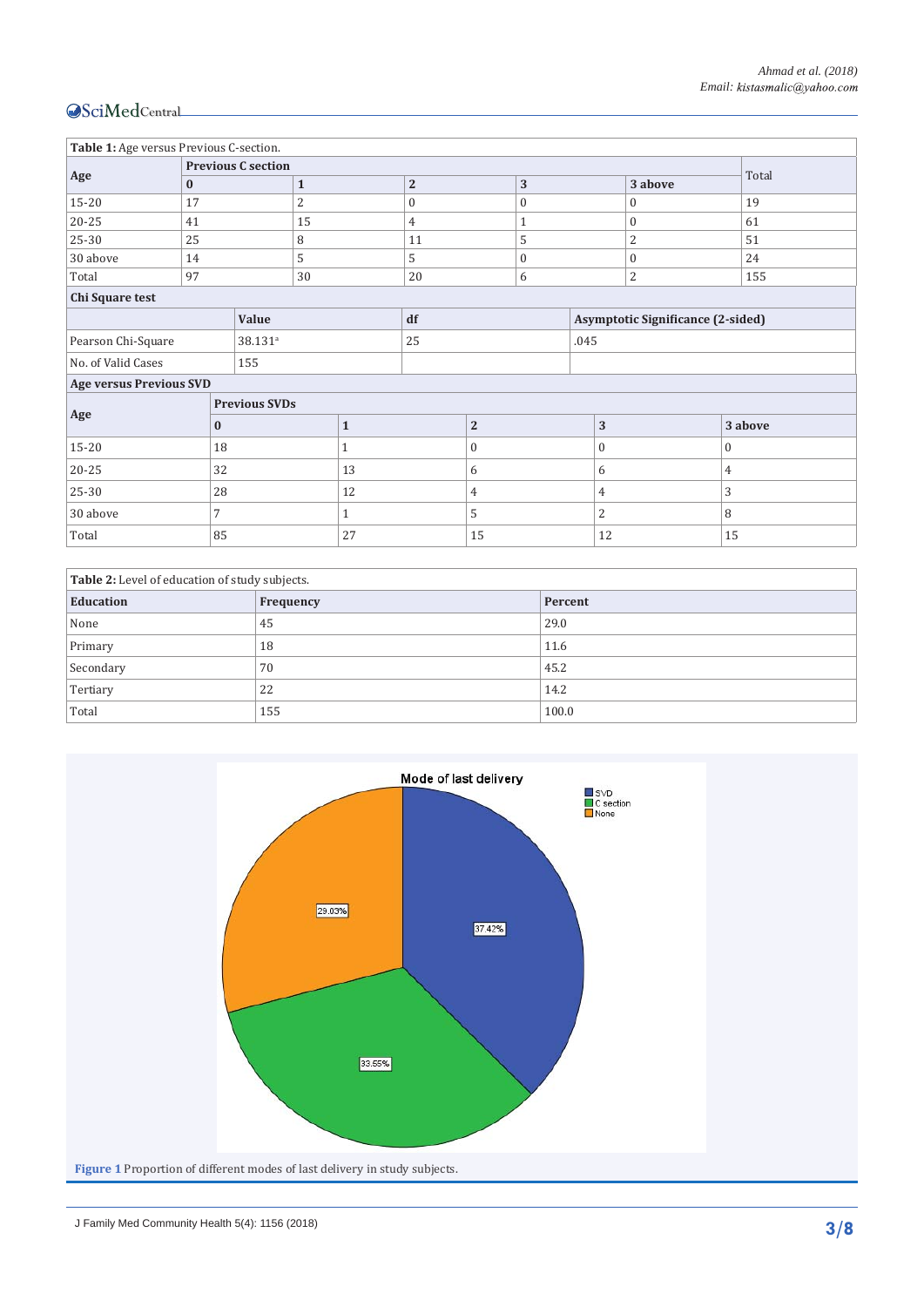**Table 1:** Age versus Previous C-section.

| Age | Previous C section | | | | | Total |
|---|---|---|---|---|---|---|
| | **0** | **1** | **2** | **3** | **3 above** | |
| 15-20 | 17 | 2 | 0 | 0 | 0 | 19 |
| 20-25 | 41 | 15 | 4 | 1 | 0 | 61 |
| 25-30 | 25 | 8 | 11 | 5 | 2 | 51 |
| 30 above | 14 | 5 | 5 | 0 | 0 | 24 |
| Total | 97 | 30 | 20 | 6 | 2 | 155 |

**Chi Square test**

| | Value | df | Asymptotic Significance (2-sided) |
|---|---|---|---|
| Pearson Chi-Square | 38.131[a] | 25 | .045 |
| No. of Valid Cases | 155 | | |

**Age versus Previous SVD**

| Age | Previous SVDs | | | | |
|---|---|---|---|---|---|
| | **0** | **1** | **2** | **3** | **3 above** |
| 15-20 | 18 | 1 | 0 | 0 | 0 |
| 20-25 | 32 | 13 | 6 | 6 | 4 |
| 25-30 | 28 | 12 | 4 | 4 | 3 |
| 30 above | 7 | 1 | 5 | 2 | 8 |
| Total | 85 | 27 | 15 | 12 | 15 |

**Table 2:** Level of education of study subjects.

| Education | Frequency | Percent |
|---|---|---|
| None | 45 | 29.0 |
| Primary | 18 | 11.6 |
| Secondary | 70 | 45.2 |
| Tertiary | 22 | 14.2 |
| Total | 155 | 100.0 |

**Figure 1** Proportion of different modes of last delivery in study subjects.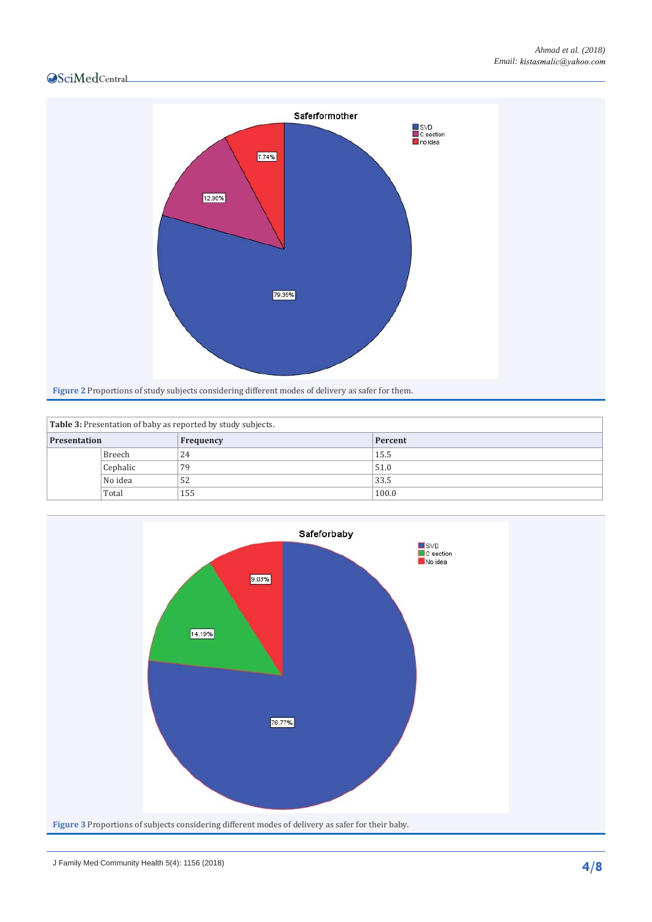Figure 2 Proportions of study subjects considering different modes of delivery as safer for them.

**Table 3:** Presentation of baby as reported by study subjects.

| Presentation | | Frequency | Percent |
|---|---|---|---|
| | Breech | 24 | 15.5 |
| | Cephalic | 79 | 51.0 |
| | No idea | 52 | 33.5 |
| | Total | 155 | 100.0 |

Figure 3 Proportions of subjects considering different modes of delivery as safer for their baby.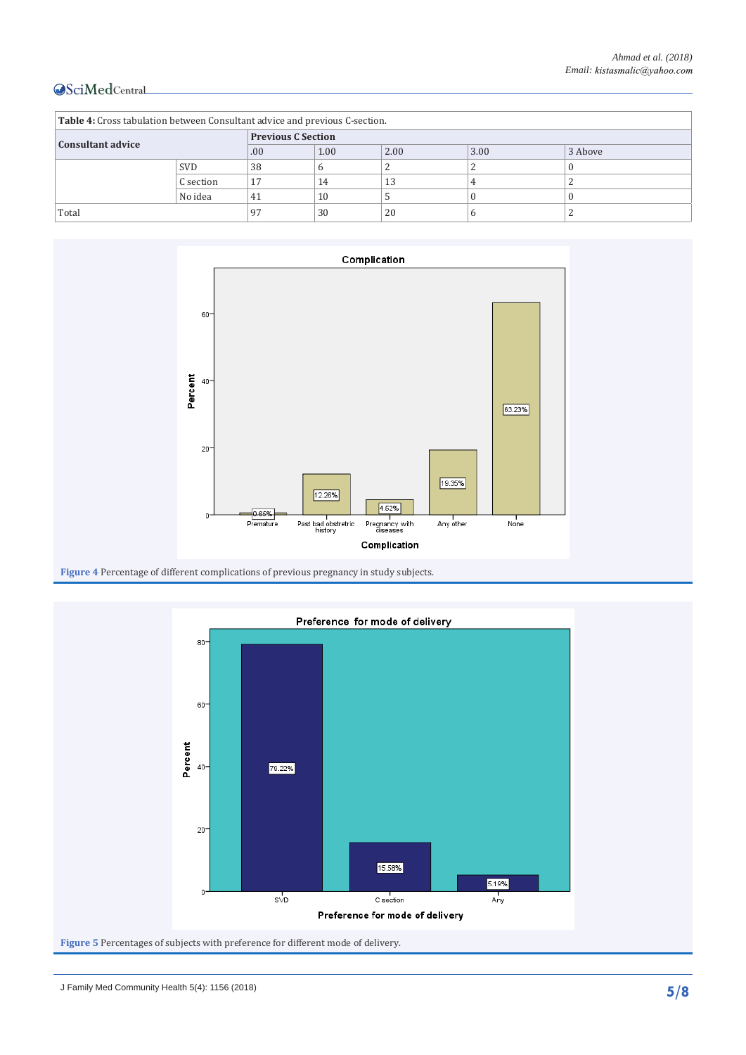**Table 4:** Cross tabulation between Consultant advice and previous C-section.

| Consultant advice | | Previous C Section | | | | |
|---|---|---|---|---|---|---|
| | | .00 | 1.00 | 2.00 | 3.00 | 3 Above |
| | SVD | 38 | 6 | 2 | 2 | 0 |
| | C section | 17 | 14 | 13 | 4 | 2 |
| | No idea | 41 | 10 | 5 | 0 | 0 |
| Total | | 97 | 30 | 20 | 6 | 2 |

**Figure 4** Percentage of different complications of previous pregnancy in study subjects.

**Figure 5** Percentages of subjects with preference for different mode of delivery.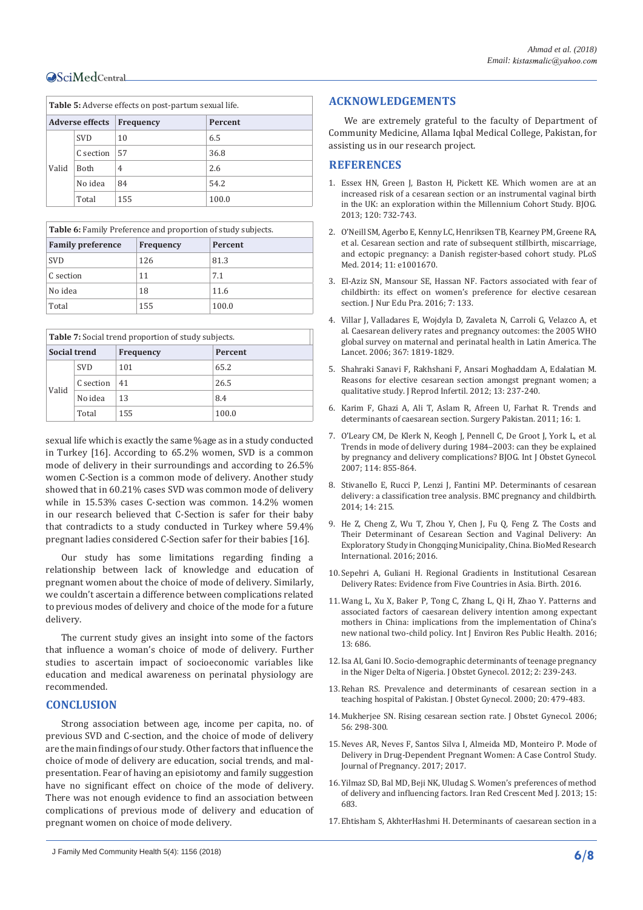| Table 5: Adverse effects on post-partum sexual life. | | | |
|---|---|---|---|
| **Adverse effects** | | **Frequency** | **Percent** |
| Valid | SVD | 10 | 6.5 |
| | C section | 57 | 36.8 |
| | Both | 4 | 2.6 |
| | No idea | 84 | 54.2 |
| | Total | 155 | 100.0 |

| Table 6: Family Preference and proportion of study subjects. | | |
|---|---|---|
| **Family preference** | **Frequency** | **Percent** |
| SVD | 126 | 81.3 |
| C section | 11 | 7.1 |
| No idea | 18 | 11.6 |
| Total | 155 | 100.0 |

| Table 7: Social trend proportion of study subjects. | | | |
|---|---|---|---|
| **Social trend** | | **Frequency** | **Percent** |
| Valid | SVD | 101 | 65.2 |
| | C section | 41 | 26.5 |
| | No idea | 13 | 8.4 |
| | Total | 155 | 100.0 |

sexual life which is exactly the same %age as in a study conducted in Turkey [16]. According to 65.2% women, SVD is a common mode of delivery in their surroundings and according to 26.5% women C-Section is a common mode of delivery. Another study showed that in 60.21% cases SVD was common mode of delivery while in 15.53% cases C-section was common. 14.2% women in our research believed that C-Section is safer for their baby that contradicts to a study conducted in Turkey where 59.4% pregnant ladies considered C-Section safer for their babies [16].

Our study has some limitations regarding finding a relationship between lack of knowledge and education of pregnant women about the choice of mode of delivery. Similarly, we couldn't ascertain a difference between complications related to previous modes of delivery and choice of the mode for a future delivery.

The current study gives an insight into some of the factors that influence a woman's choice of mode of delivery. Further studies to ascertain impact of socioeconomic variables like education and medical awareness on perinatal physiology are recommended.

## CONCLUSION

Strong association between age, income per capita, no. of previous SVD and C-section, and the choice of mode of delivery are the main findings of our study. Other factors that influence the choice of mode of delivery are education, social trends, and mal-presentation. Fear of having an episiotomy and family suggestion have no significant effect on choice of the mode of delivery. There was not enough evidence to find an association between complications of previous mode of delivery and education of pregnant women on choice of mode delivery.

## ACKNOWLEDGEMENTS

We are extremely grateful to the faculty of Department of Community Medicine, Allama Iqbal Medical College, Pakistan, for assisting us in our research project.

## REFERENCES

1. Essex HN, Green J, Baston H, Pickett KE. Which women are at an increased risk of a cesarean section or an instrumental vaginal birth in the UK: an exploration within the Millennium Cohort Study. BJOG. 2013; 120: 732-743.
2. O'Neill SM, Agerbo E, Kenny LC, Henriksen TB, Kearney PM, Greene RA, et al. Cesarean section and rate of subsequent stillbirth, miscarriage, and ectopic pregnancy: a Danish register-based cohort study. PLoS Med. 2014; 11: e1001670.
3. El-Aziz SN, Mansour SE, Hassan NF. Factors associated with fear of childbirth: its effect on women's preference for elective cesarean section. J Nur Edu Pra. 2016; 7: 133.
4. Villar J, Valladares E, Wojdyla D, Zavaleta N, Carroli G, Velazco A, et al. Caesarean delivery rates and pregnancy outcomes: the 2005 WHO global survey on maternal and perinatal health in Latin America. The Lancet. 2006; 367: 1819-1829.
5. Shahraki Sanavi F, Rakhshani F, Ansari Moghaddam A, Edalatian M. Reasons for elective cesarean section amongst pregnant women; a qualitative study. J Reprod Infertil. 2012; 13: 237-240.
6. Karim F, Ghazi A, Ali T, Aslam R, Afreen U, Farhat R. Trends and determinants of caesarean section. Surgery Pakistan. 2011; 16: 1.
7. O'Leary CM, De Klerk N, Keogh J, Pennell C, De Groot J, York L, et al. Trends in mode of delivery during 1984–2003: can they be explained by pregnancy and delivery complications? BJOG. Int J Obstet Gynecol. 2007; 114: 855-864.
8. Stivanello E, Rucci P, Lenzi J, Fantini MP. Determinants of cesarean delivery: a classification tree analysis. BMC pregnancy and childbirth. 2014; 14: 215.
9. He Z, Cheng Z, Wu T, Zhou Y, Chen J, Fu Q, Feng Z. The Costs and Their Determinant of Cesarean Section and Vaginal Delivery: An Exploratory Study in Chongqing Municipality, China. BioMed Research International. 2016; 2016.
10. Sepehri A, Guliani H. Regional Gradients in Institutional Cesarean Delivery Rates: Evidence from Five Countries in Asia. Birth. 2016.
11. Wang L, Xu X, Baker P, Tong C, Zhang L, Qi H, Zhao Y. Patterns and associated factors of caesarean delivery intention among expectant mothers in China: implications from the implementation of China's new national two-child policy. Int J Environ Res Public Health. 2016; 13: 686.
12. Isa AI, Gani IO. Socio-demographic determinants of teenage pregnancy in the Niger Delta of Nigeria. J Obstet Gynecol. 2012; 2: 239-243.
13. Rehan RS. Prevalence and determinants of cesarean section in a teaching hospital of Pakistan. J Obstet Gynecol. 2000; 20: 479-483.
14. Mukherjee SN. Rising cesarean section rate. J Obstet Gynecol. 2006; 56: 298-300.
15. Neves AR, Neves F, Santos Silva I, Almeida MD, Monteiro P. Mode of Delivery in Drug-Dependent Pregnant Women: A Case Control Study. Journal of Pregnancy. 2017; 2017.
16. Yilmaz SD, Bal MD, Beji NK, Uludag S. Women's preferences of method of delivery and influencing factors. Iran Red Crescent Med J. 2013; 15: 683.
17. Ehtisham S, AkhterHashmi H. Determinants of caesarean section in a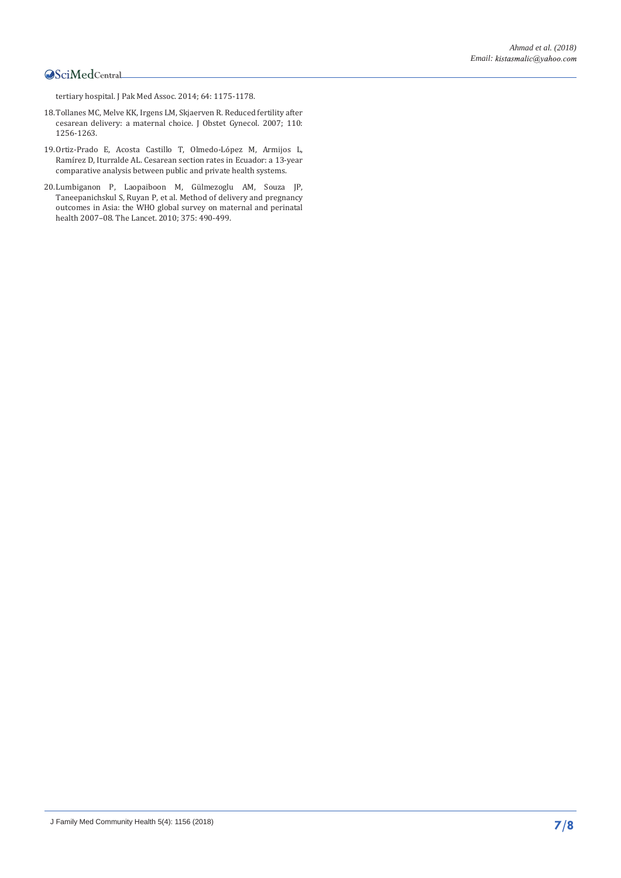tertiary hospital. J Pak Med Assoc. 2014; 64: 1175-1178.

18. Tollanes MC, Melve KK, Irgens LM, Skjaerven R. Reduced fertility after cesarean delivery: a maternal choice. J Obstet Gynecol. 2007; 110: 1256-1263.

19. Ortiz-Prado E, Acosta Castillo T, Olmedo-López M, Armijos L, Ramírez D, Iturralde AL. Cesarean section rates in Ecuador: a 13-year comparative analysis between public and private health systems.

20. Lumbiganon P, Laopaiboon M, Gülmezoglu AM, Souza JP, Taneepanichskul S, Ruyan P, et al. Method of delivery and pregnancy outcomes in Asia: the WHO global survey on maternal and perinatal health 2007–08. The Lancet. 2010; 375: 490-499.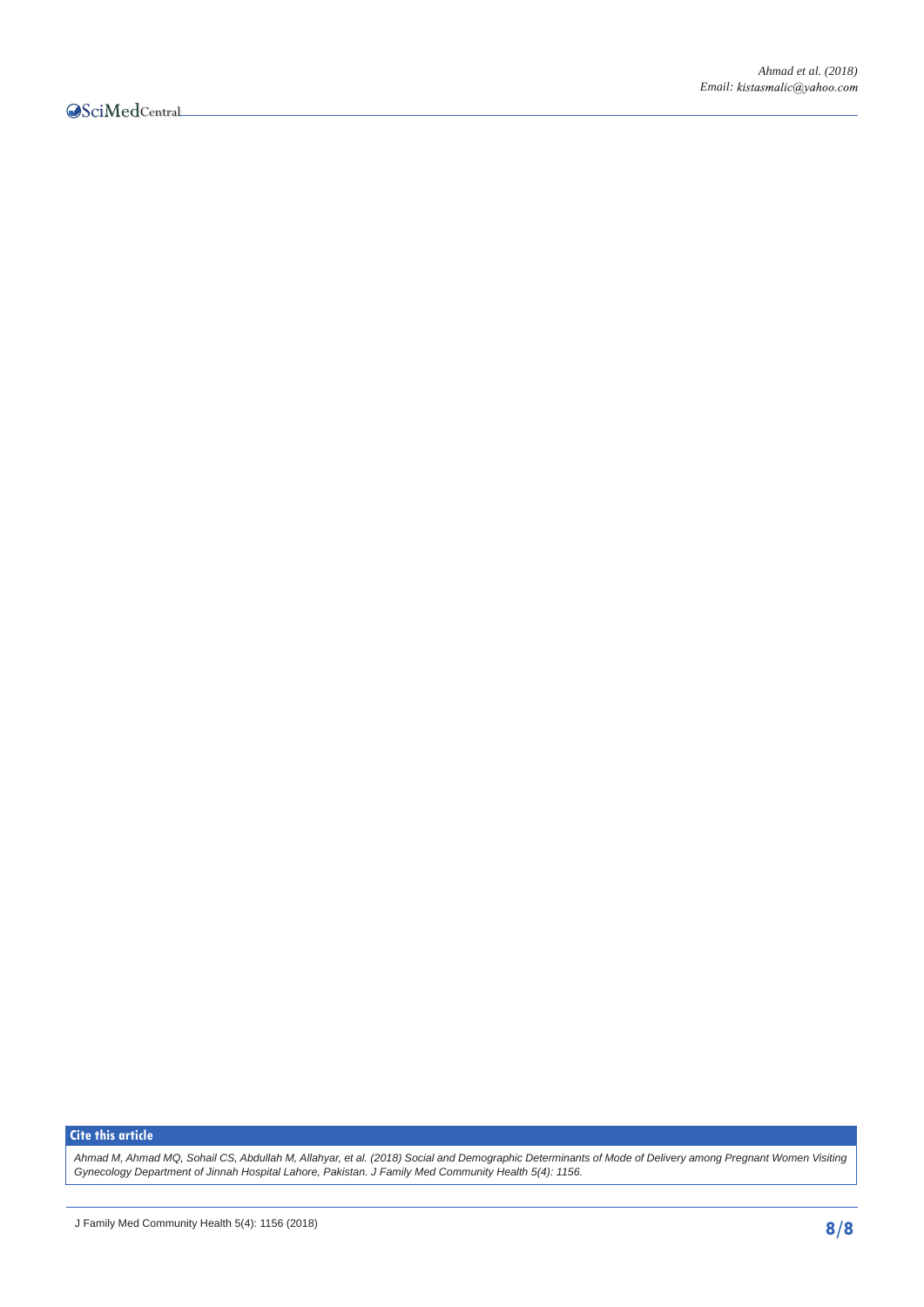## Cite this article

*Ahmad M, Ahmad MQ, Sohail CS, Abdullah M, Allahyar, et al. (2018) Social and Demographic Determinants of Mode of Delivery among Pregnant Women Visiting Gynecology Department of Jinnah Hospital Lahore, Pakistan. J Family Med Community Health 5(4): 1156.*